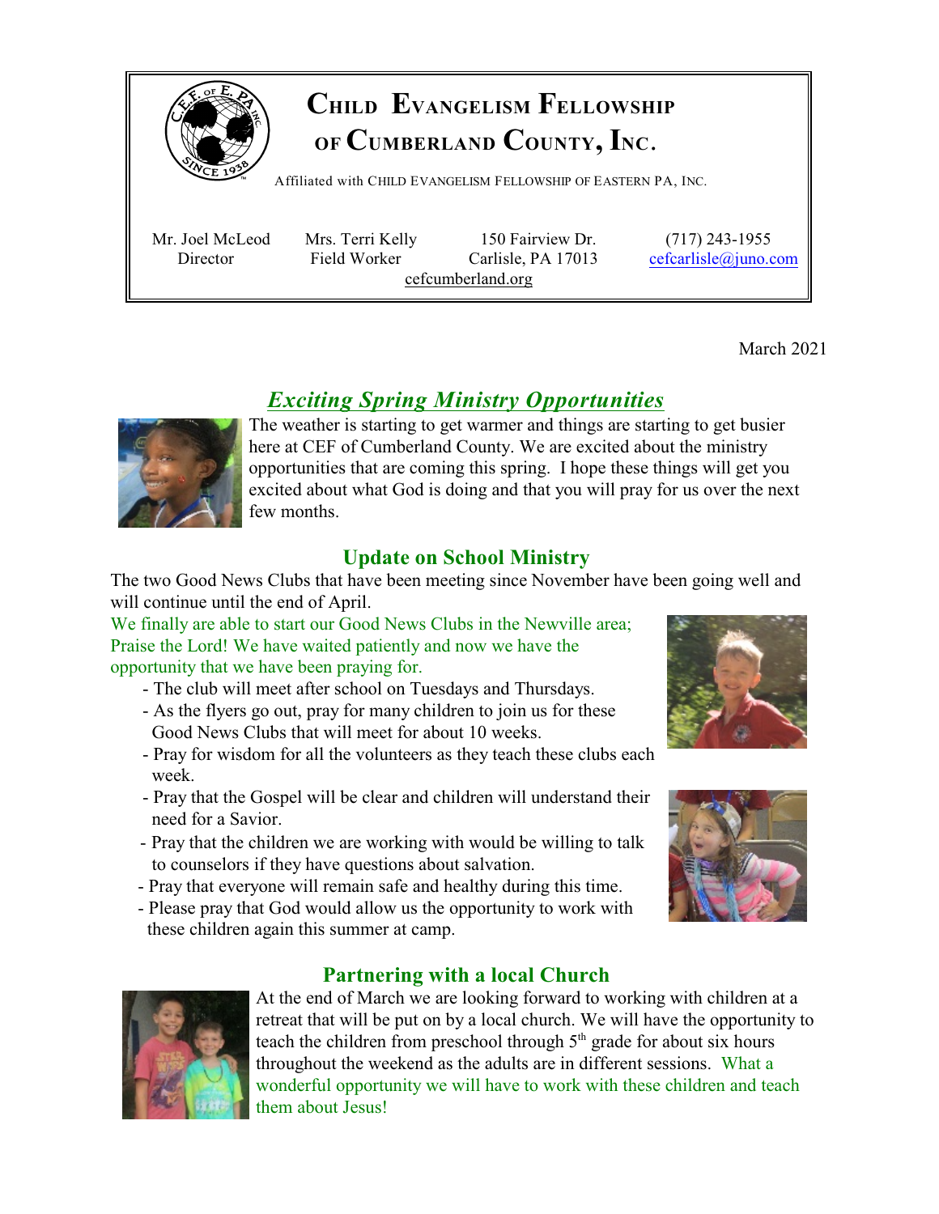# Child Evangelism Fellowship of Cumberland County, Inc.

Affiliated with Child Evangelism Fellowship of Eastern PA, Inc.

Mr. Joel McLeod, Director

Mrs. Terri Kelly, Field Worker

150 Fairview Dr.
Carlisle, PA 17013

(717) 243-1955
cefcarlisle@juno.com

cefcumberland.org

March 2021

## *Exciting Spring Ministry Opportunities*

The weather is starting to get warmer and things are starting to get busier here at CEF of Cumberland County. We are excited about the ministry opportunities that are coming this spring. I hope these things will get you excited about what God is doing and that you will pray for us over the next few months.

## Update on School Ministry

The two Good News Clubs that have been meeting since November have been going well and will continue until the end of April.

We finally are able to start our Good News Clubs in the Newville area; Praise the Lord! We have waited patiently and now we have the opportunity that we have been praying for.

- The club will meet after school on Tuesdays and Thursdays.
- As the flyers go out, pray for many children to join us for these Good News Clubs that will meet for about 10 weeks.
- Pray for wisdom for all the volunteers as they teach these clubs each week.
- Pray that the Gospel will be clear and children will understand their need for a Savior.
- Pray that the children we are working with would be willing to talk to counselors if they have questions about salvation.
- Pray that everyone will remain safe and healthy during this time.
- Please pray that God would allow us the opportunity to work with these children again this summer at camp.

## Partnering with a local Church

At the end of March we are looking forward to working with children at a retreat that will be put on by a local church. We will have the opportunity to teach the children from preschool through 5th grade for about six hours throughout the weekend as the adults are in different sessions. What a wonderful opportunity we will have to work with these children and teach them about Jesus!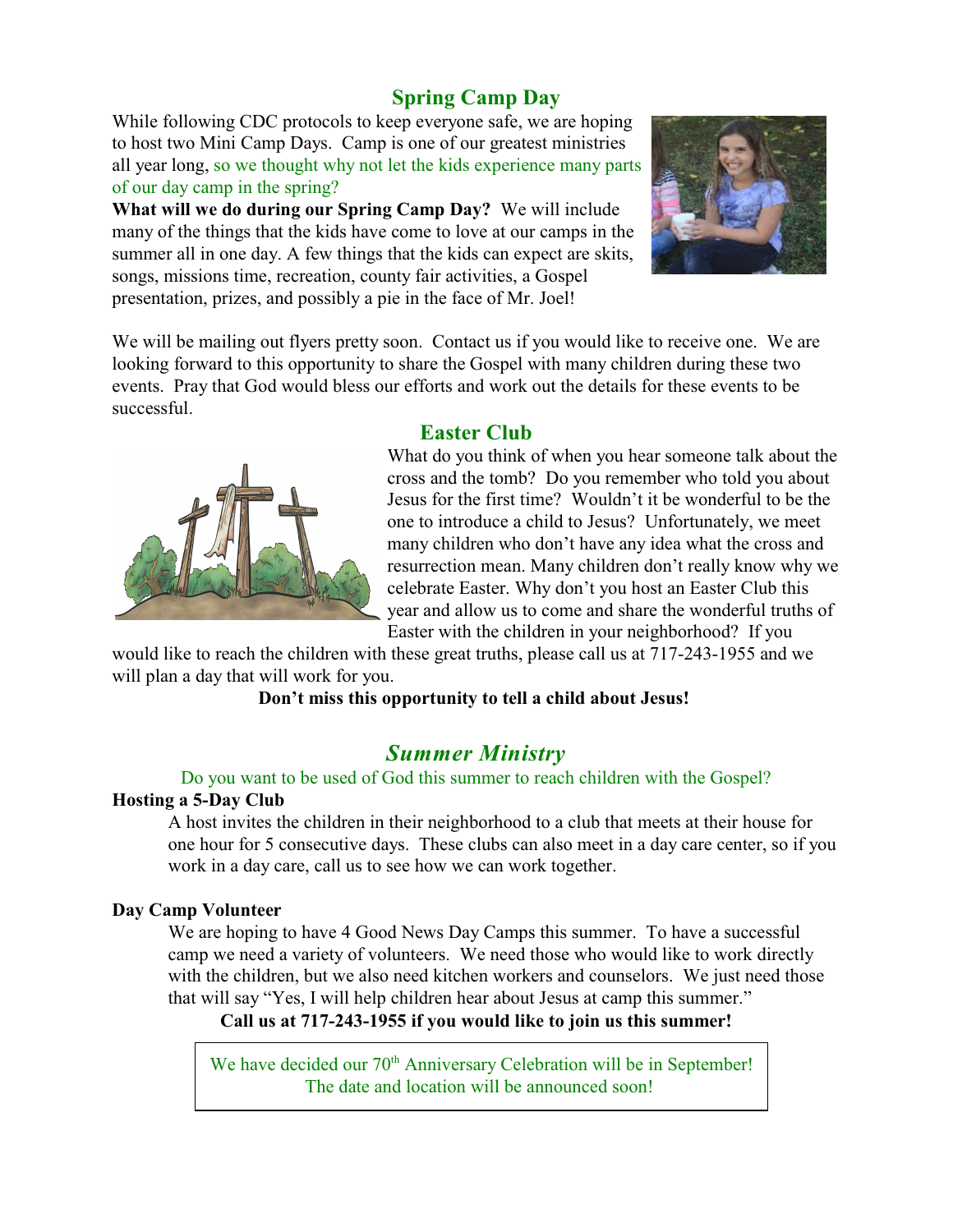## Spring Camp Day

While following CDC protocols to keep everyone safe, we are hoping to host two Mini Camp Days. Camp is one of our greatest ministries all year long, so we thought why not let the kids experience many parts of our day camp in the spring?

**What will we do during our Spring Camp Day?** We will include many of the things that the kids have come to love at our camps in the summer all in one day. A few things that the kids can expect are skits, songs, missions time, recreation, county fair activities, a Gospel presentation, prizes, and possibly a pie in the face of Mr. Joel!

We will be mailing out flyers pretty soon. Contact us if you would like to receive one. We are looking forward to this opportunity to share the Gospel with many children during these two events. Pray that God would bless our efforts and work out the details for these events to be successful.

## Easter Club

What do you think of when you hear someone talk about the cross and the tomb? Do you remember who told you about Jesus for the first time? Wouldn't it be wonderful to be the one to introduce a child to Jesus? Unfortunately, we meet many children who don't have any idea what the cross and resurrection mean. Many children don't really know why we celebrate Easter. Why don't you host an Easter Club this year and allow us to come and share the wonderful truths of Easter with the children in your neighborhood? If you would like to reach the children with these great truths, please call us at 717-243-1955 and we will plan a day that will work for you.

**Don't miss this opportunity to tell a child about Jesus!**

## *Summer Ministry*

Do you want to be used of God this summer to reach children with the Gospel?

**Hosting a 5-Day Club**

A host invites the children in their neighborhood to a club that meets at their house for one hour for 5 consecutive days. These clubs can also meet in a day care center, so if you work in a day care, call us to see how we can work together.

**Day Camp Volunteer**

We are hoping to have 4 Good News Day Camps this summer. To have a successful camp we need a variety of volunteers. We need those who would like to work directly with the children, but we also need kitchen workers and counselors. We just need those that will say "Yes, I will help children hear about Jesus at camp this summer."

**Call us at 717-243-1955 if you would like to join us this summer!**

We have decided our 70th Anniversary Celebration will be in September! The date and location will be announced soon!